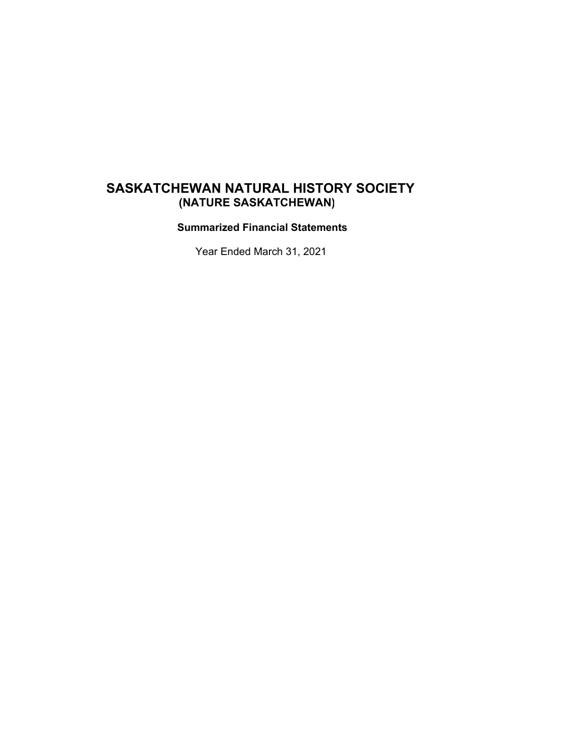# SASKATCHEWAN NATURAL HISTORY SOCIETY
## (NATURE SASKATCHEWAN)

### Summarized Financial Statements

Year Ended March 31, 2021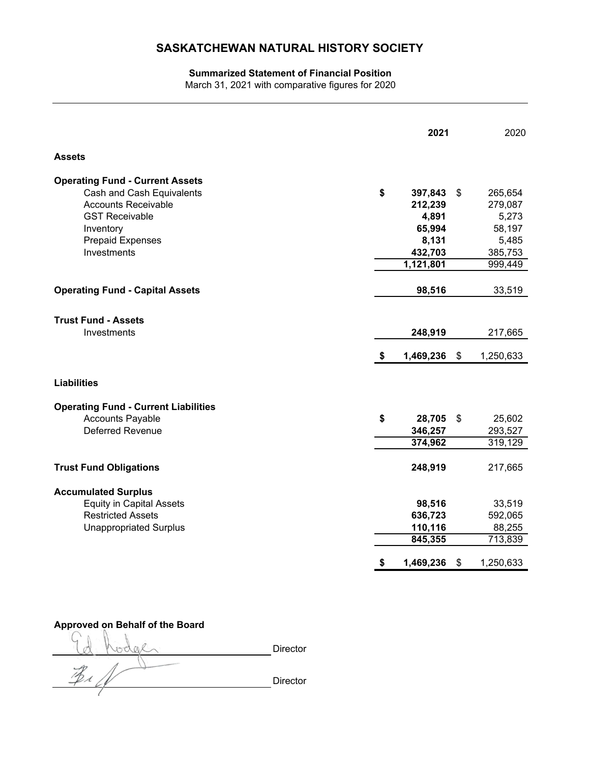# SASKATCHEWAN NATURAL HISTORY SOCIETY

**Summarized Statement of Financial Position**

March 31, 2021 with comparative figures for 2020

| | **2021** | 2020 |
|---|---|---|
| **Assets** | | |
| **Operating Fund - Current Assets** | | |
| Cash and Cash Equivalents | **$ 397,843** | $ 265,654 |
| Accounts Receivable | **212,239** | 279,087 |
| GST Receivable | **4,891** | 5,273 |
| Inventory | **65,994** | 58,197 |
| Prepaid Expenses | **8,131** | 5,485 |
| Investments | **432,703** | 385,753 |
| | **1,121,801** | 999,449 |
| **Operating Fund - Capital Assets** | **98,516** | 33,519 |
| **Trust Fund - Assets** | | |
| Investments | **248,919** | 217,665 |
| | **$ 1,469,236** | $ 1,250,633 |
| **Liabilities** | | |
| **Operating Fund - Current Liabilities** | | |
| Accounts Payable | **$ 28,705** | $ 25,602 |
| Deferred Revenue | **346,257** | 293,527 |
| | **374,962** | 319,129 |
| **Trust Fund Obligations** | **248,919** | 217,665 |
| **Accumulated Surplus** | | |
| Equity in Capital Assets | **98,516** | 33,519 |
| Restricted Assets | **636,723** | 592,065 |
| Unappropriated Surplus | **110,116** | 88,255 |
| | **845,355** | 713,839 |
| | **$ 1,469,236** | $ 1,250,633 |

**Approved on Behalf of the Board**

Ed Hodges Director

_______________ Director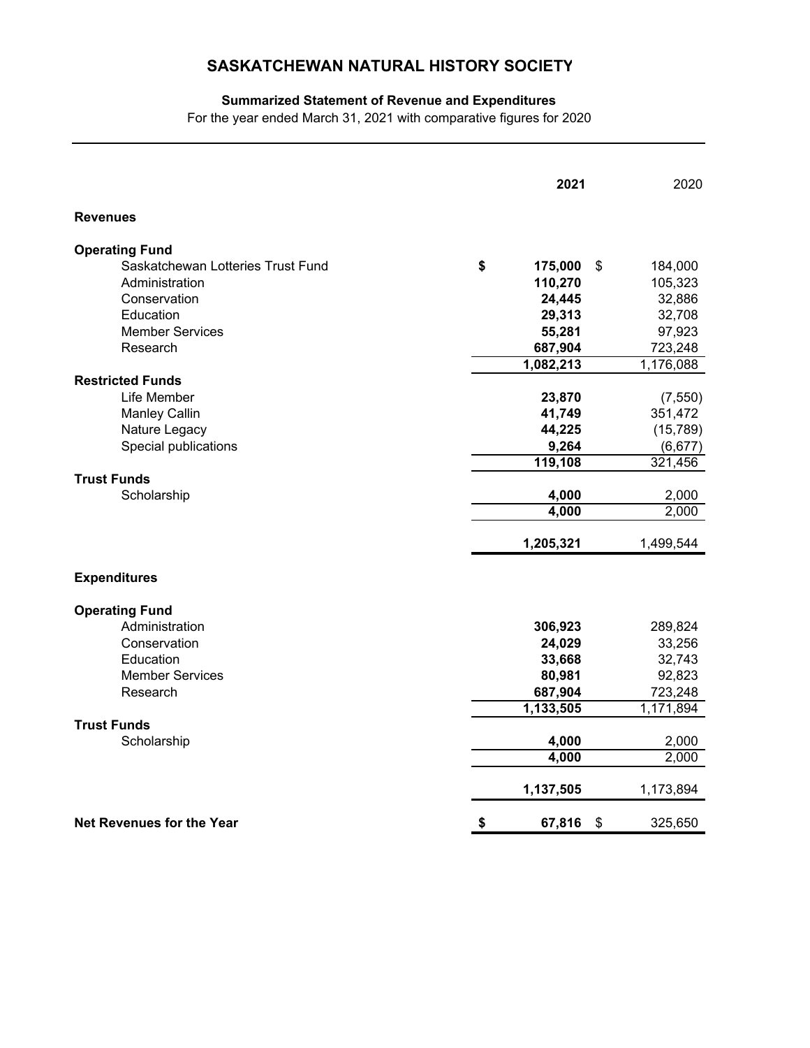# SASKATCHEWAN NATURAL HISTORY SOCIETY

**Summarized Statement of Revenue and Expenditures**

For the year ended March 31, 2021 with comparative figures for 2020

| | 2021 | 2020 |
|---|---|---|
| **Revenues** | | |
| **Operating Fund** | | |
| Saskatchewan Lotteries Trust Fund | **$ 175,000** | $ 184,000 |
| Administration | **110,270** | 105,323 |
| Conservation | **24,445** | 32,886 |
| Education | **29,313** | 32,708 |
| Member Services | **55,281** | 97,923 |
| Research | **687,904** | 723,248 |
| | **1,082,213** | 1,176,088 |
| **Restricted Funds** | | |
| Life Member | **23,870** | (7,550) |
| Manley Callin | **41,749** | 351,472 |
| Nature Legacy | **44,225** | (15,789) |
| Special publications | **9,264** | (6,677) |
| | **119,108** | 321,456 |
| **Trust Funds** | | |
| Scholarship | **4,000** | 2,000 |
| | **4,000** | 2,000 |
| | **1,205,321** | 1,499,544 |
| **Expenditures** | | |
| **Operating Fund** | | |
| Administration | **306,923** | 289,824 |
| Conservation | **24,029** | 33,256 |
| Education | **33,668** | 32,743 |
| Member Services | **80,981** | 92,823 |
| Research | **687,904** | 723,248 |
| | **1,133,505** | 1,171,894 |
| **Trust Funds** | | |
| Scholarship | **4,000** | 2,000 |
| | **4,000** | 2,000 |
| | **1,137,505** | 1,173,894 |
| **Net Revenues for the Year** | **$ 67,816** | $ 325,650 |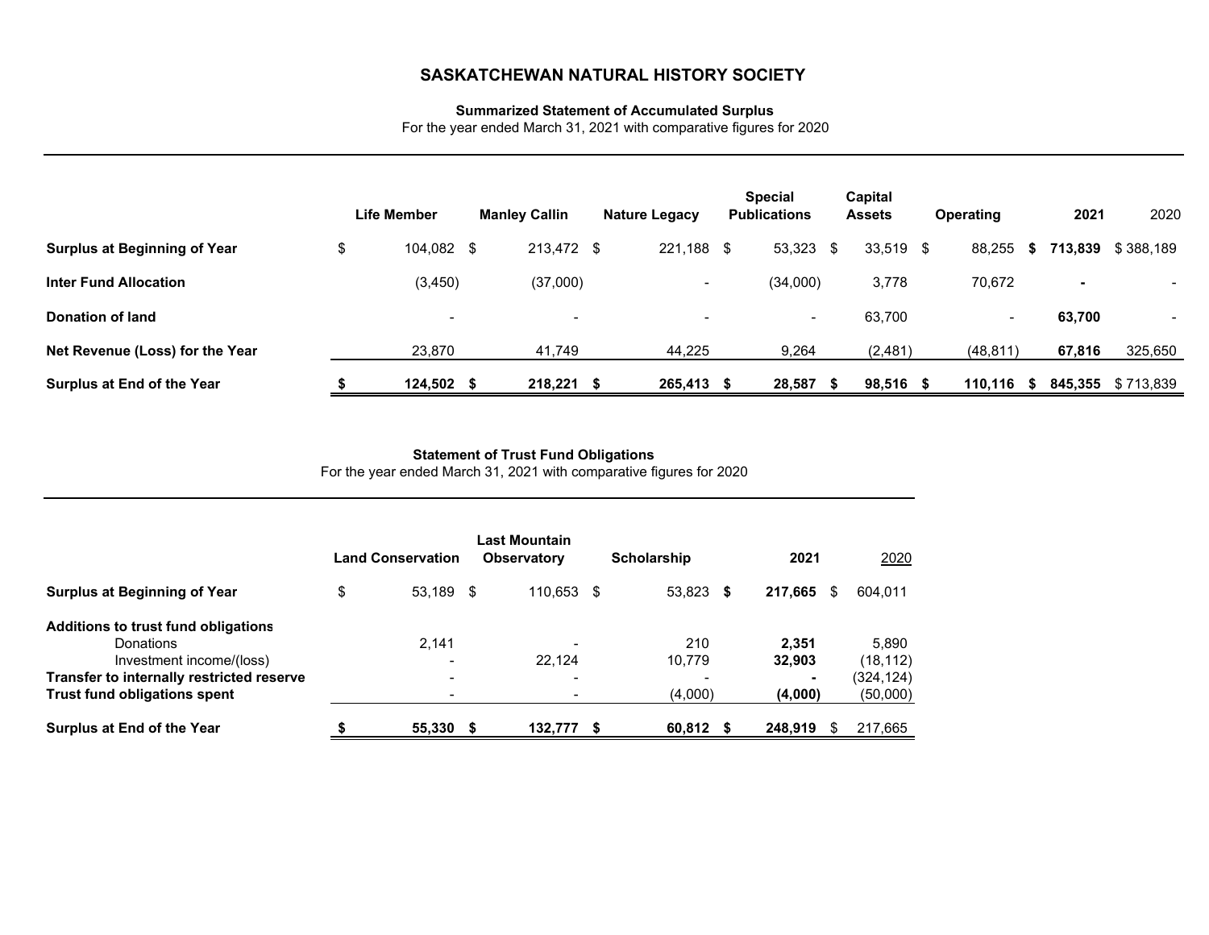# SASKATCHEWAN NATURAL HISTORY SOCIETY

**Summarized Statement of Accumulated Surplus**
For the year ended March 31, 2021 with comparative figures for 2020

| | Life Member | Manley Callin | Nature Legacy | Special Publications | Capital Assets | Operating | 2021 | 2020 |
|---|---|---|---|---|---|---|---|---|
| **Surplus at Beginning of Year** | $ 104,082 | $ 213,472 | $ 221,188 | $ 53,323 | $ 33,519 | $ 88,255 | **$ 713,839** | $ 388,189 |
| **Inter Fund Allocation** | (3,450) | (37,000) | - | (34,000) | 3,778 | 70,672 | **-** | - |
| **Donation of land** | - | - | - | - | 63,700 | - | **63,700** | - |
| **Net Revenue (Loss) for the Year** | 23,870 | 41,749 | 44,225 | 9,264 | (2,481) | (48,811) | **67,816** | 325,650 |
| **Surplus at End of the Year** | **$ 124,502** | **$ 218,221** | **$ 265,413** | **$ 28,587** | **$ 98,516** | **$ 110,116** | **$ 845,355** | $ 713,839 |

**Statement of Trust Fund Obligations**
For the year ended March 31, 2021 with comparative figures for 2020

| | Land Conservation | Last Mountain Observatory | Scholarship | 2021 | 2020 |
|---|---|---|---|---|---|
| **Surplus at Beginning of Year** | $ 53,189 | $ 110,653 | $ 53,823 | **$ 217,665** | $ 604,011 |
| **Additions to trust fund obligations** | | | | | |
| Donations | 2,141 | - | 210 | **2,351** | 5,890 |
| Investment income/(loss) | - | 22,124 | 10,779 | **32,903** | (18,112) |
| **Transfer to internally restricted reserve** | - | - | - | **-** | (324,124) |
| **Trust fund obligations spent** | - | - | (4,000) | **(4,000)** | (50,000) |
| **Surplus at End of the Year** | **$ 55,330** | **$ 132,777** | **$ 60,812** | **$ 248,919** | $ 217,665 |